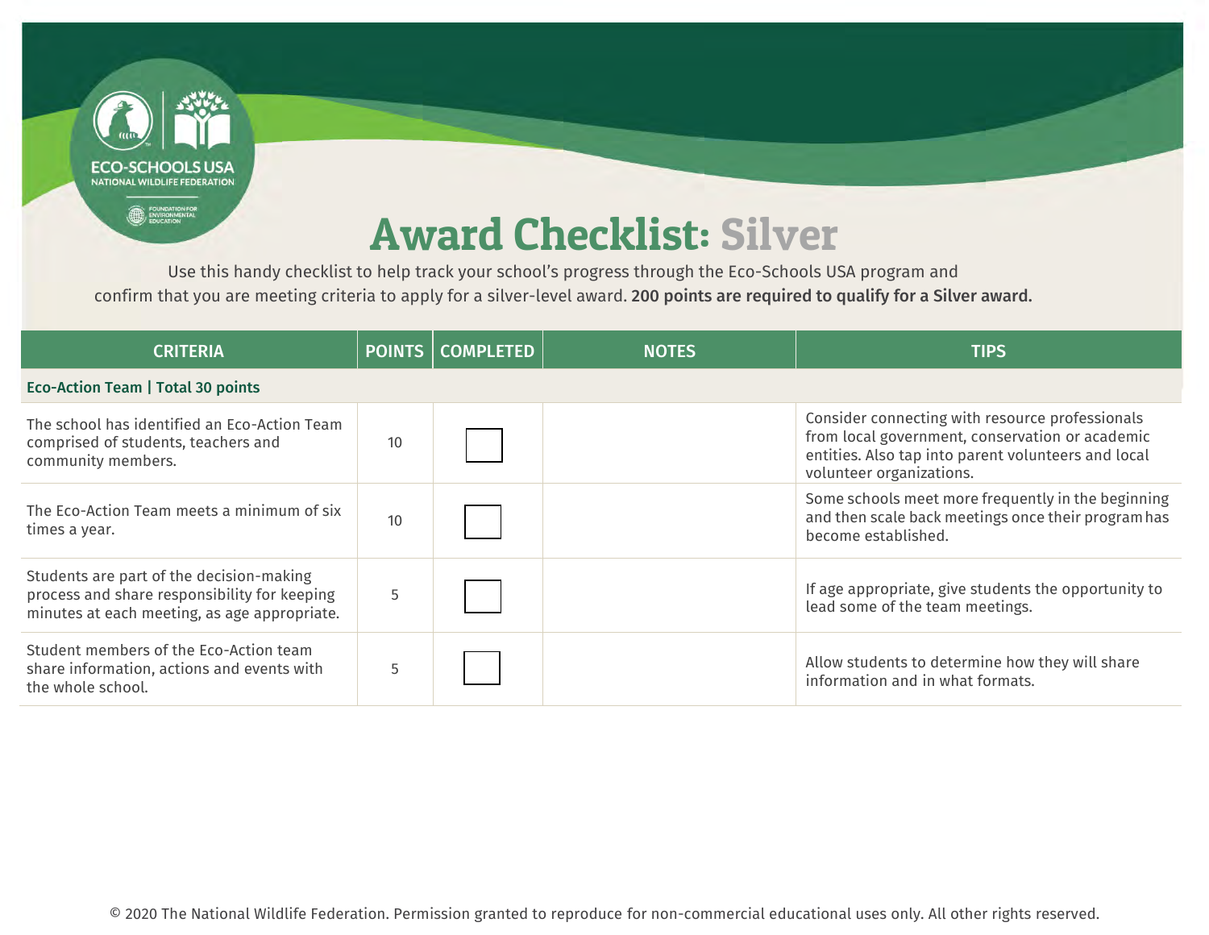# Award Checklist: Silver

Use this handy checklist to help track your school's progress through the Eco-Schools USA program and confirm that you are meeting criteria to apply for a silver-level award. **200 points are required to qualify for a Silver award.**

| CRITERIA | POINTS | COMPLETED | NOTES | TIPS |
|---|---|---|---|---|
| **Eco-Action Team \| Total 30 points** | | | | |
| The school has identified an Eco-Action Team comprised of students, teachers and community members. | 10 | ☐ | | Consider connecting with resource professionals from local government, conservation or academic entities. Also tap into parent volunteers and local volunteer organizations. |
| The Eco-Action Team meets a minimum of six times a year. | 10 | ☐ | | Some schools meet more frequently in the beginning and then scale back meetings once their program has become established. |
| Students are part of the decision-making process and share responsibility for keeping minutes at each meeting, as age appropriate. | 5 | ☐ | | If age appropriate, give students the opportunity to lead some of the team meetings. |
| Student members of the Eco-Action team share information, actions and events with the whole school. | 5 | ☐ | | Allow students to determine how they will share information and in what formats. |

© 2020 The National Wildlife Federation. Permission granted to reproduce for non-commercial educational uses only. All other rights reserved.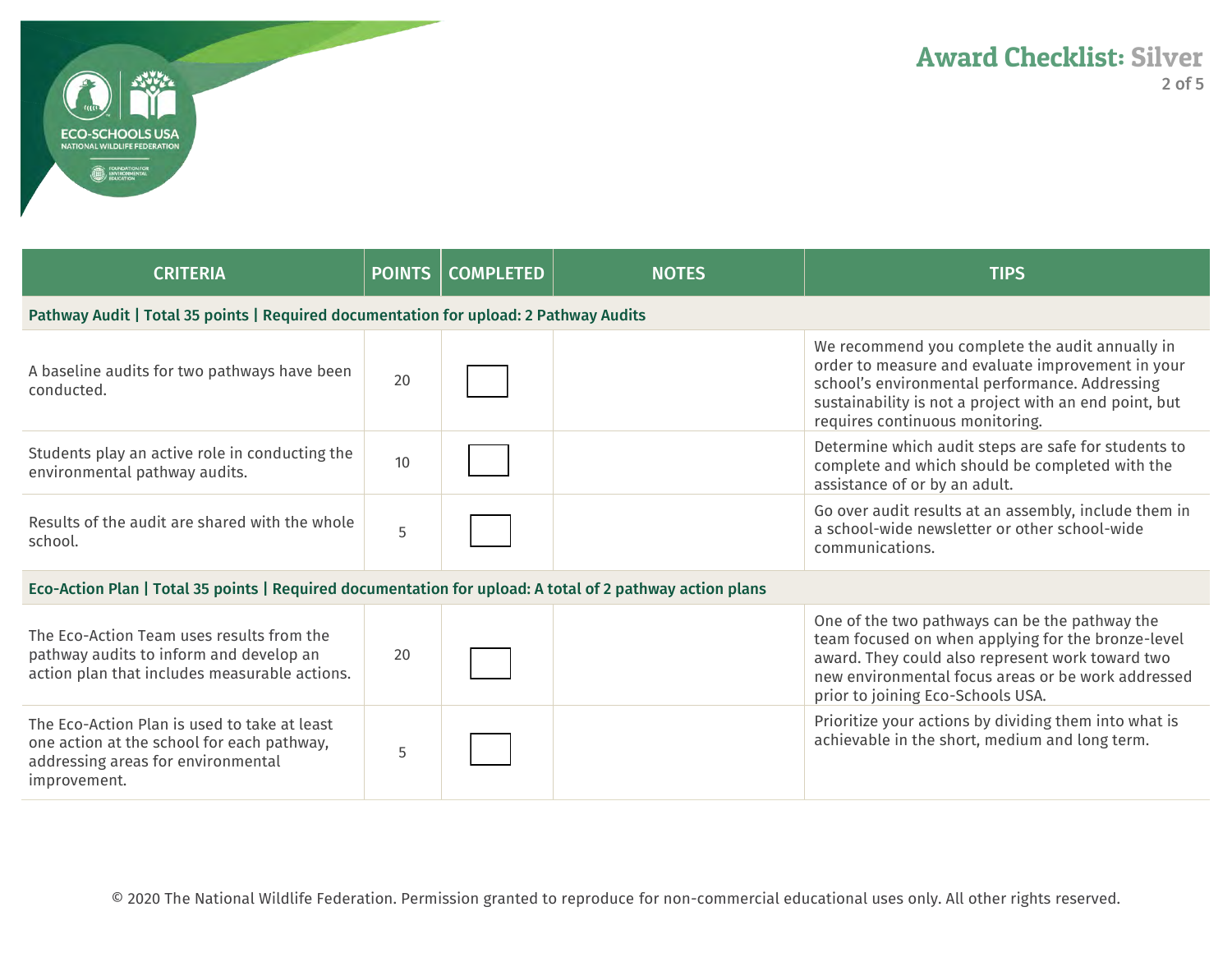# Award Checklist: Silver

| CRITERIA | POINTS | COMPLETED | NOTES | TIPS |
|---|---|---|---|---|
| **Pathway Audit \| Total 35 points \| Required documentation for upload: 2 Pathway Audits** | | | | |
| A baseline audits for two pathways have been conducted. | 20 | ☐ | | We recommend you complete the audit annually in order to measure and evaluate improvement in your school's environmental performance. Addressing sustainability is not a project with an end point, but requires continuous monitoring. |
| Students play an active role in conducting the environmental pathway audits. | 10 | ☐ | | Determine which audit steps are safe for students to complete and which should be completed with the assistance of or by an adult. |
| Results of the audit are shared with the whole school. | 5 | ☐ | | Go over audit results at an assembly, include them in a school-wide newsletter or other school-wide communications. |
| **Eco-Action Plan \| Total 35 points \| Required documentation for upload: A total of 2 pathway action plans** | | | | |
| The Eco-Action Team uses results from the pathway audits to inform and develop an action plan that includes measurable actions. | 20 | ☐ | | One of the two pathways can be the pathway the team focused on when applying for the bronze-level award. They could also represent work toward two new environmental focus areas or be work addressed prior to joining Eco-Schools USA. |
| The Eco-Action Plan is used to take at least one action at the school for each pathway, addressing areas for environmental improvement. | 5 | ☐ | | Prioritize your actions by dividing them into what is achievable in the short, medium and long term. |

© 2020 The National Wildlife Federation. Permission granted to reproduce for non-commercial educational uses only. All other rights reserved.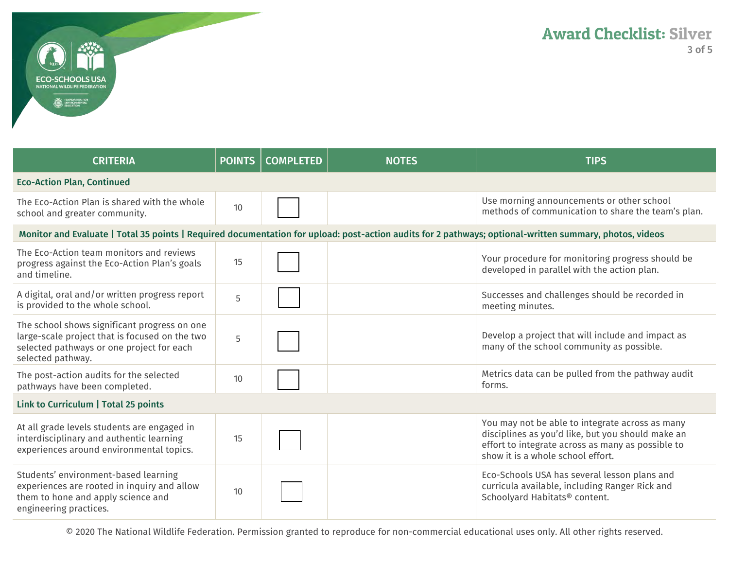# Award Checklist: Silver

| CRITERIA | POINTS | COMPLETED | NOTES | TIPS |
| --- | --- | --- | --- | --- |
| **Eco-Action Plan, Continued** | | | | |
| The Eco-Action Plan is shared with the whole school and greater community. | 10 | ☐ | | Use morning announcements or other school methods of communication to share the team's plan. |
| **Monitor and Evaluate \| Total 35 points \| Required documentation for upload: post-action audits for 2 pathways; optional-written summary, photos, videos** | | | | |
| The Eco-Action team monitors and reviews progress against the Eco-Action Plan's goals and timeline. | 15 | ☐ | | Your procedure for monitoring progress should be developed in parallel with the action plan. |
| A digital, oral and/or written progress report is provided to the whole school. | 5 | ☐ | | Successes and challenges should be recorded in meeting minutes. |
| The school shows significant progress on one large-scale project that is focused on the two selected pathways or one project for each selected pathway. | 5 | ☐ | | Develop a project that will include and impact as many of the school community as possible. |
| The post-action audits for the selected pathways have been completed. | 10 | ☐ | | Metrics data can be pulled from the pathway audit forms. |
| **Link to Curriculum \| Total 25 points** | | | | |
| At all grade levels students are engaged in interdisciplinary and authentic learning experiences around environmental topics. | 15 | ☐ | | You may not be able to integrate across as many disciplines as you'd like, but you should make an effort to integrate across as many as possible to show it is a whole school effort. |
| Students' environment-based learning experiences are rooted in inquiry and allow them to hone and apply science and engineering practices. | 10 | ☐ | | Eco-Schools USA has several lesson plans and curricula available, including Ranger Rick and Schoolyard Habitats® content. |

© 2020 The National Wildlife Federation. Permission granted to reproduce for non-commercial educational uses only. All other rights reserved.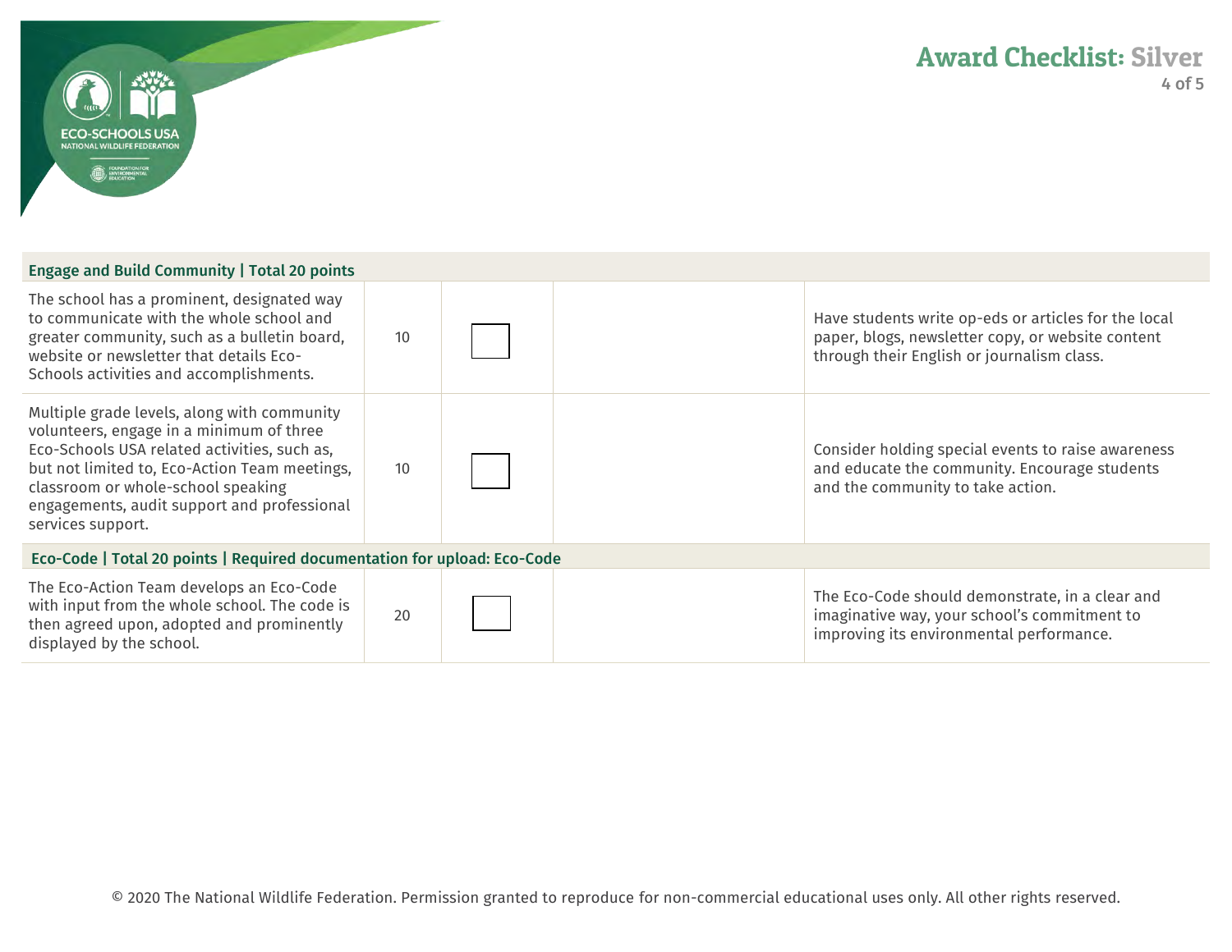## Award Checklist: Silver

| | | | | |
|---|---|---|---|---|
| **Engage and Build Community \| Total 20 points** | | | | |
| The school has a prominent, designated way to communicate with the whole school and greater community, such as a bulletin board, website or newsletter that details Eco-Schools activities and accomplishments. | 10 | ☐ | | Have students write op-eds or articles for the local paper, blogs, newsletter copy, or website content through their English or journalism class. |
| Multiple grade levels, along with community volunteers, engage in a minimum of three Eco-Schools USA related activities, such as, but not limited to, Eco-Action Team meetings, classroom or whole-school speaking engagements, audit support and professional services support. | 10 | ☐ | | Consider holding special events to raise awareness and educate the community. Encourage students and the community to take action. |
| **Eco-Code \| Total 20 points \| Required documentation for upload: Eco-Code** | | | | |
| The Eco-Action Team develops an Eco-Code with input from the whole school. The code is then agreed upon, adopted and prominently displayed by the school. | 20 | ☐ | | The Eco-Code should demonstrate, in a clear and imaginative way, your school's commitment to improving its environmental performance. |

© 2020 The National Wildlife Federation. Permission granted to reproduce for non-commercial educational uses only. All other rights reserved.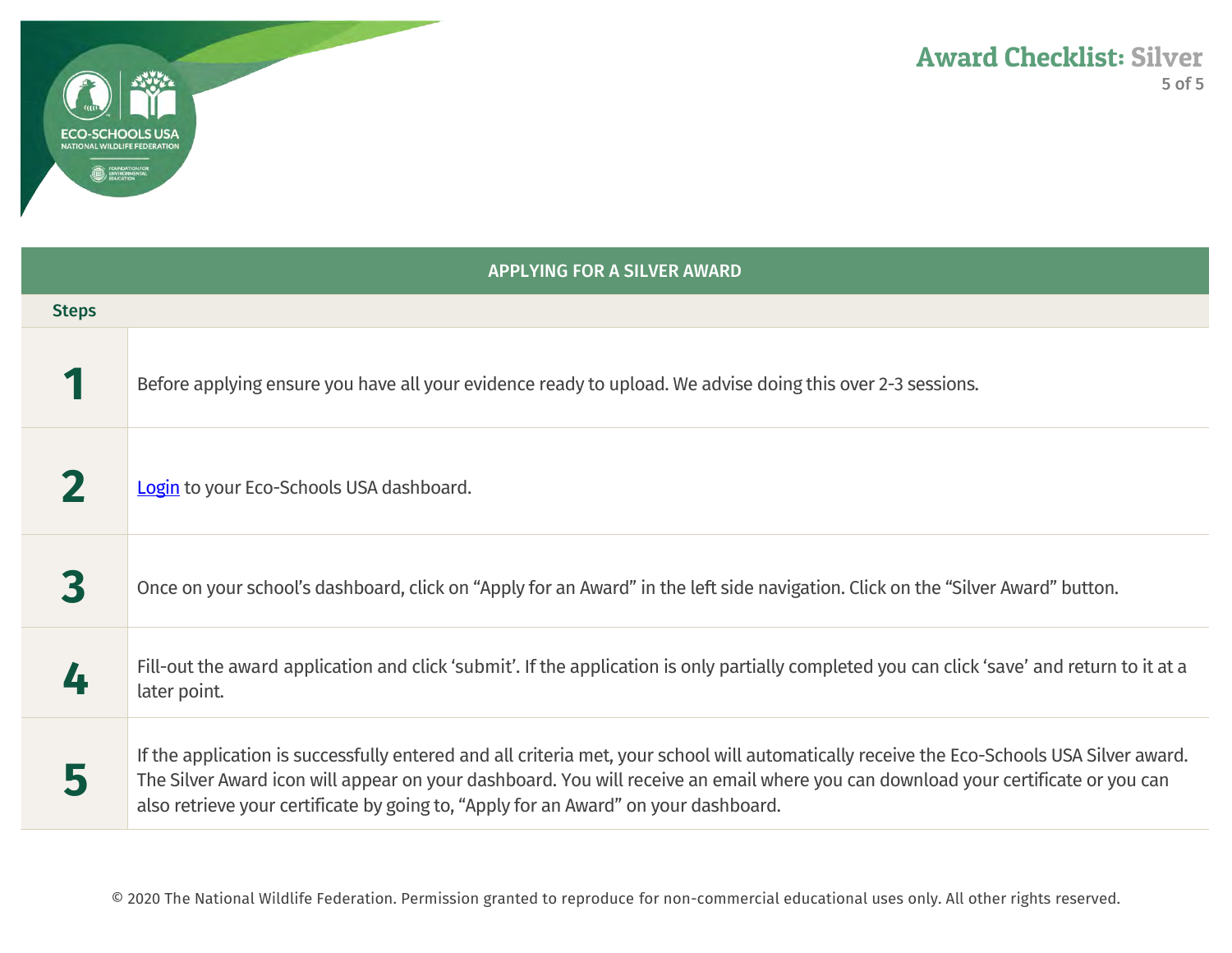# Award Checklist: Silver

| APPLYING FOR A SILVER AWARD | |
|---|---|
| **Steps** | |
| **1** | Before applying ensure you have all your evidence ready to upload. We advise doing this over 2-3 sessions. |
| **2** | Login to your Eco-Schools USA dashboard. |
| **3** | Once on your school's dashboard, click on "Apply for an Award" in the left side navigation. Click on the "Silver Award" button. |
| **4** | Fill-out the award application and click 'submit'. If the application is only partially completed you can click 'save' and return to it at a later point. |
| **5** | If the application is successfully entered and all criteria met, your school will automatically receive the Eco-Schools USA Silver award. The Silver Award icon will appear on your dashboard. You will receive an email where you can download your certificate or you can also retrieve your certificate by going to, "Apply for an Award" on your dashboard. |

© 2020 The National Wildlife Federation. Permission granted to reproduce for non-commercial educational uses only. All other rights reserved.